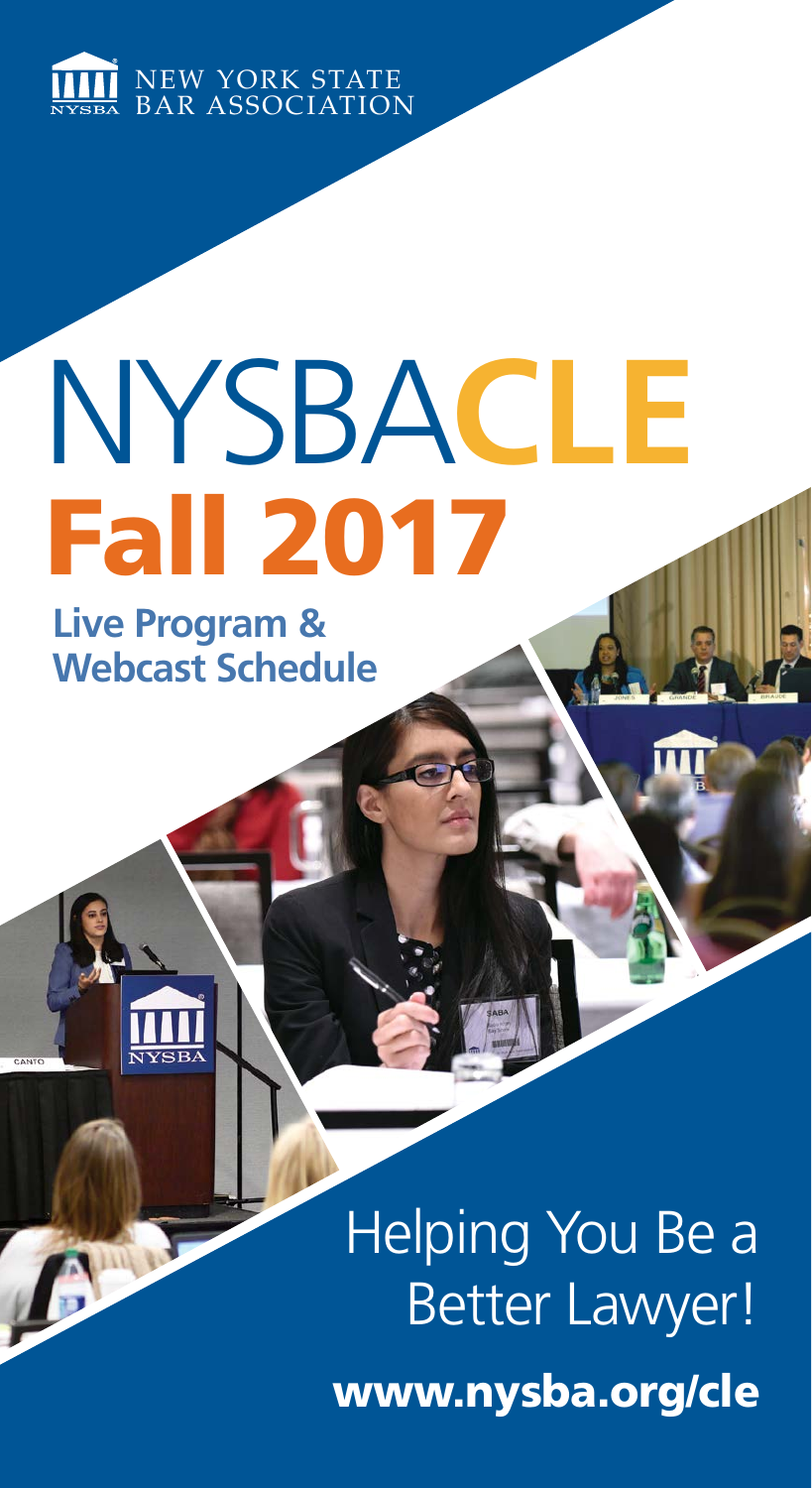NEW YORK STATE BAR ASSOCIATION

# NYSBA**CLE**

# Fall 2017

## Live Program & Webcast Schedule

Helping You Be a Better Lawyer!

**www.nysba.org/cle**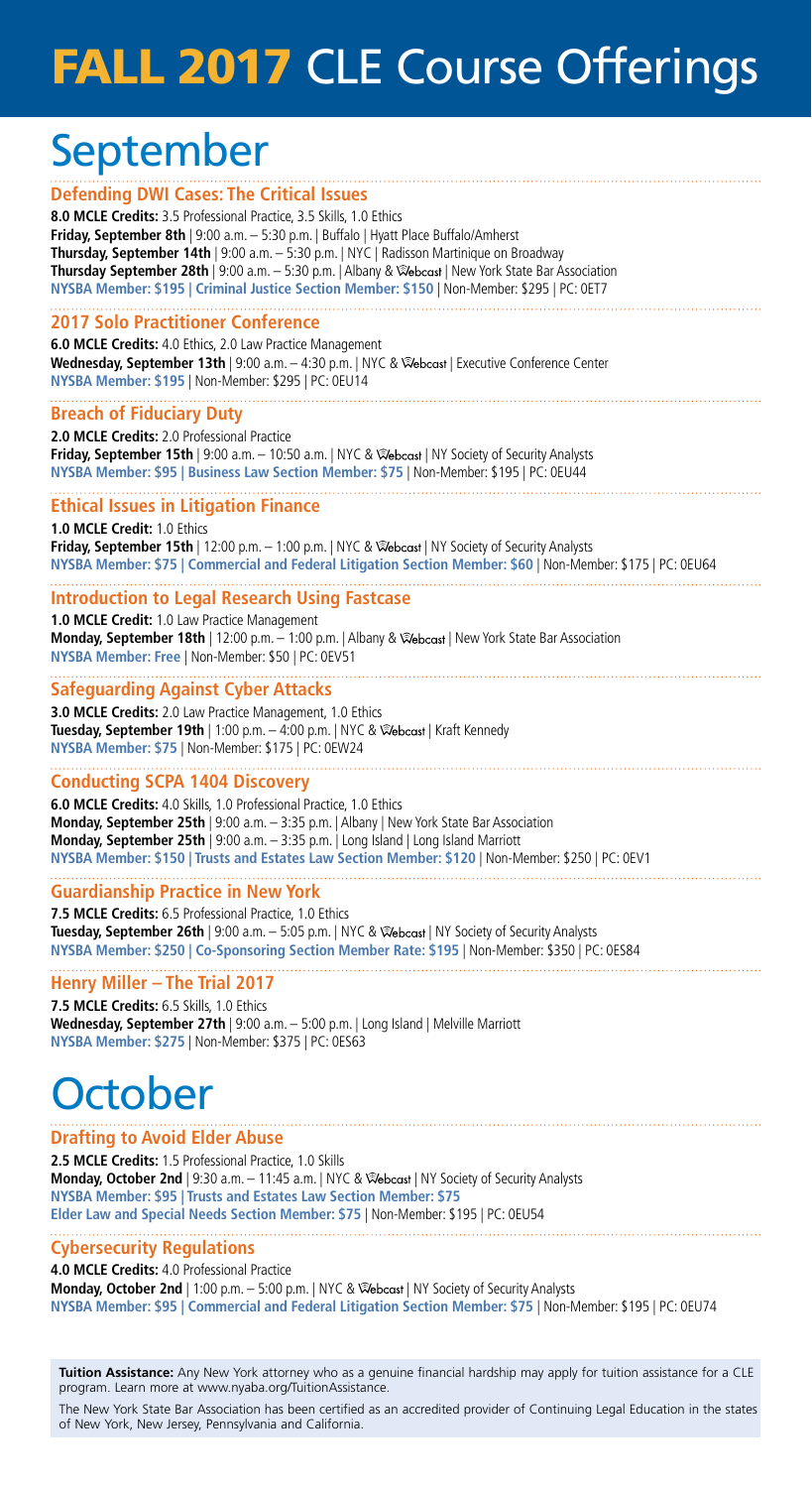# FALL 2017 CLE Course Offerings

## September

### Defending DWI Cases: The Critical Issues

**8.0 MCLE Credits:** 3.5 Professional Practice, 3.5 Skills, 1.0 Ethics
**Friday, September 8th** | 9:00 a.m. – 5:30 p.m. | Buffalo | Hyatt Place Buffalo/Amherst
**Thursday, September 14th** | 9:00 a.m. – 5:30 p.m. | NYC | Radisson Martinique on Broadway
**Thursday September 28th** | 9:00 a.m. – 5:30 p.m. | Albany & Webcast | New York State Bar Association
**NYSBA Member: $195 | Criminal Justice Section Member: $150** | Non-Member: $295 | PC: 0ET7

### 2017 Solo Practitioner Conference

**6.0 MCLE Credits:** 4.0 Ethics, 2.0 Law Practice Management
**Wednesday, September 13th** | 9:00 a.m. – 4:30 p.m. | NYC & Webcast | Executive Conference Center
**NYSBA Member: $195** | Non-Member: $295 | PC: 0EU14

### Breach of Fiduciary Duty

**2.0 MCLE Credits:** 2.0 Professional Practice
**Friday, September 15th** | 9:00 a.m. – 10:50 a.m. | NYC & Webcast | NY Society of Security Analysts
**NYSBA Member: $95 | Business Law Section Member: $75** | Non-Member: $195 | PC: 0EU44

### Ethical Issues in Litigation Finance

**1.0 MCLE Credit:** 1.0 Ethics
**Friday, September 15th** | 12:00 p.m. – 1:00 p.m. | NYC & Webcast | NY Society of Security Analysts
**NYSBA Member: $75 | Commercial and Federal Litigation Section Member: $60** | Non-Member: $175 | PC: 0EU64

### Introduction to Legal Research Using Fastcase

**1.0 MCLE Credit:** 1.0 Law Practice Management
**Monday, September 18th** | 12:00 p.m. – 1:00 p.m. | Albany & Webcast | New York State Bar Association
**NYSBA Member: Free** | Non-Member: $50 | PC: 0EV51

### Safeguarding Against Cyber Attacks

**3.0 MCLE Credits:** 2.0 Law Practice Management, 1.0 Ethics
**Tuesday, September 19th** | 1:00 p.m. – 4:00 p.m. | NYC & Webcast | Kraft Kennedy
**NYSBA Member: $75** | Non-Member: $175 | PC: 0EW24

### Conducting SCPA 1404 Discovery

**6.0 MCLE Credits:** 4.0 Skills, 1.0 Professional Practice, 1.0 Ethics
**Monday, September 25th** | 9:00 a.m. – 3:35 p.m. | Albany | New York State Bar Association
**Monday, September 25th** | 9:00 a.m. – 3:35 p.m. | Long Island | Long Island Marriott
**NYSBA Member: $150 | Trusts and Estates Law Section Member: $120** | Non-Member: $250 | PC: 0EV1

### Guardianship Practice in New York

**7.5 MCLE Credits:** 6.5 Professional Practice, 1.0 Ethics
**Tuesday, September 26th** | 9:00 a.m. – 5:05 p.m. | NYC & Webcast | NY Society of Security Analysts
**NYSBA Member: $250 | Co-Sponsoring Section Member Rate: $195** | Non-Member: $350 | PC: 0ES84

### Henry Miller – The Trial 2017

**7.5 MCLE Credits:** 6.5 Skills, 1.0 Ethics
**Wednesday, September 27th** | 9:00 a.m. – 5:00 p.m. | Long Island | Melville Marriott
**NYSBA Member: $275** | Non-Member: $375 | PC: 0ES63

## October

### Drafting to Avoid Elder Abuse

**2.5 MCLE Credits:** 1.5 Professional Practice, 1.0 Skills
**Monday, October 2nd** | 9:30 a.m. – 11:45 a.m. | NYC & Webcast | NY Society of Security Analysts
**NYSBA Member: $95 | Trusts and Estates Law Section Member: $75**
**Elder Law and Special Needs Section Member: $75** | Non-Member: $195 | PC: 0EU54

### Cybersecurity Regulations

**4.0 MCLE Credits:** 4.0 Professional Practice
**Monday, October 2nd** | 1:00 p.m. – 5:00 p.m. | NYC & Webcast | NY Society of Security Analysts
**NYSBA Member: $95 | Commercial and Federal Litigation Section Member: $75** | Non-Member: $195 | PC: 0EU74

**Tuition Assistance:** Any New York attorney who as a genuine financial hardship may apply for tuition assistance for a CLE program. Learn more at www.nyaba.org/TuitionAssistance.

The New York State Bar Association has been certified as an accredited provider of Continuing Legal Education in the states of New York, New Jersey, Pennsylvania and California.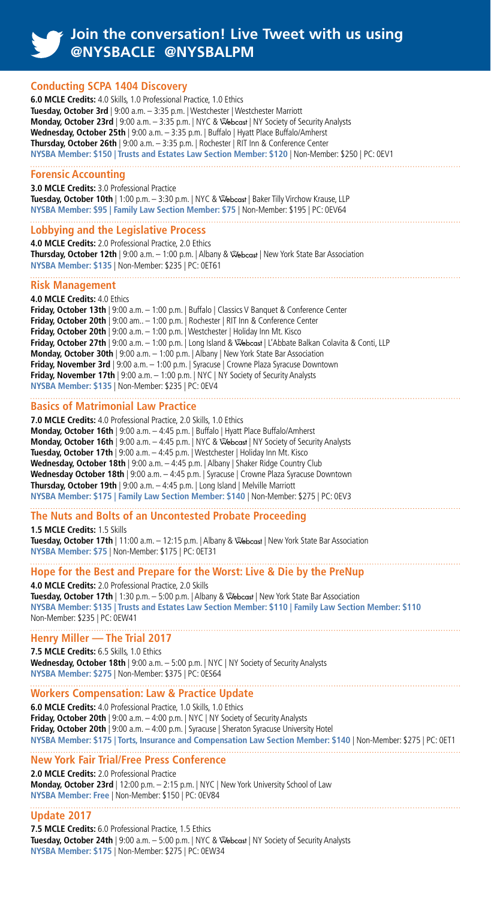## Join the conversation! Live Tweet with us using @NYSBACLE @NYSBALPM

### Conducting SCPA 1404 Discovery

**6.0 MCLE Credits:** 4.0 Skills, 1.0 Professional Practice, 1.0 Ethics
**Tuesday, October 3rd** | 9:00 a.m. – 3:35 p.m. | Westchester | Westchester Marriott
**Monday, October 23rd** | 9:00 a.m. – 3:35 p.m. | NYC & Webcast | NY Society of Security Analysts
**Wednesday, October 25th** | 9:00 a.m. – 3:35 p.m. | Buffalo | Hyatt Place Buffalo/Amherst
**Thursday, October 26th** | 9:00 a.m. – 3:35 p.m. | Rochester | RIT Inn & Conference Center
**NYSBA Member: $150 | Trusts and Estates Law Section Member: $120** | Non-Member: $250 | PC: 0EV1

### Forensic Accounting

**3.0 MCLE Credits:** 3.0 Professional Practice
**Tuesday, October 10th** | 1:00 p.m. – 3:30 p.m. | NYC & Webcast | Baker Tilly Virchow Krause, LLP
**NYSBA Member: $95 | Family Law Section Member: $75** | Non-Member: $195 | PC: 0EV64

### Lobbying and the Legislative Process

**4.0 MCLE Credits:** 2.0 Professional Practice, 2.0 Ethics
**Thursday, October 12th** | 9:00 a.m. – 1:00 p.m. | Albany & Webcast | New York State Bar Association
**NYSBA Member: $135** | Non-Member: $235 | PC: 0ET61

### Risk Management

**4.0 MCLE Credits:** 4.0 Ethics
**Friday, October 13th** | 9:00 a.m. – 1:00 p.m. | Buffalo | Classics V Banquet & Conference Center
**Friday, October 20th** | 9:00 am.. – 1:00 p.m. | Rochester | RIT Inn & Conference Center
**Friday, October 20th** | 9:00 a.m. – 1:00 p.m. | Westchester | Holiday Inn Mt. Kisco
**Friday, October 27th** | 9:00 a.m. – 1:00 p.m. | Long Island & Webcast | L'Abbate Balkan Colavita & Conti, LLP
**Monday, October 30th** | 9:00 a.m. – 1:00 p.m. | Albany | New York State Bar Association
**Friday, November 3rd** | 9:00 a.m. – 1:00 p.m. | Syracuse | Crowne Plaza Syracuse Downtown
**Friday, November 17th** | 9:00 a.m. – 1:00 p.m. | NYC | NY Society of Security Analysts
**NYSBA Member: $135** | Non-Member: $235 | PC: 0EV4

### Basics of Matrimonial Law Practice

**7.0 MCLE Credits:** 4.0 Professional Practice, 2.0 Skills, 1.0 Ethics
**Monday, October 16th** | 9:00 a.m. – 4:45 p.m. | Buffalo | Hyatt Place Buffalo/Amherst
**Monday, October 16th** | 9:00 a.m. – 4:45 p.m. | NYC & Webcast | NY Society of Security Analysts
**Tuesday, October 17th** | 9:00 a.m. – 4:45 p.m. | Westchester | Holiday Inn Mt. Kisco
**Wednesday, October 18th** | 9:00 a.m. – 4:45 p.m. | Albany | Shaker Ridge Country Club
**Wednesday October 18th** | 9:00 a.m. – 4:45 p.m. | Syracuse | Crowne Plaza Syracuse Downtown
**Thursday, October 19th** | 9:00 a.m. – 4:45 p.m. | Long Island | Melville Marriott
**NYSBA Member: $175 | Family Law Section Member: $140** | Non-Member: $275 | PC: 0EV3

### The Nuts and Bolts of an Uncontested Probate Proceeding

**1.5 MCLE Credits:** 1.5 Skills
**Tuesday, October 17th** | 11:00 a.m. – 12:15 p.m. | Albany & Webcast | New York State Bar Association
**NYSBA Member: $75** | Non-Member: $175 | PC: 0ET31

### Hope for the Best and Prepare for the Worst: Live & Die by the PreNup

**4.0 MCLE Credits:** 2.0 Professional Practice, 2.0 Skills
**Tuesday, October 17th** | 1:30 p.m. – 5:00 p.m. | Albany & Webcast | New York State Bar Association
**NYSBA Member: $135 | Trusts and Estates Law Section Member: $110 | Family Law Section Member: $110**
Non-Member: $235 | PC: 0EW41

### Henry Miller — The Trial 2017

**7.5 MCLE Credits:** 6.5 Skills, 1.0 Ethics
**Wednesday, October 18th** | 9:00 a.m. – 5:00 p.m. | NYC | NY Society of Security Analysts
**NYSBA Member: $275** | Non-Member: $375 | PC: 0ES64

### Workers Compensation: Law & Practice Update

**6.0 MCLE Credits:** 4.0 Professional Practice, 1.0 Skills, 1.0 Ethics
**Friday, October 20th** | 9:00 a.m. – 4:00 p.m. | NYC | NY Society of Security Analysts
**Friday, October 20th** | 9:00 a.m. – 4:00 p.m. | Syracuse | Sheraton Syracuse University Hotel
**NYSBA Member: $175 | Torts, Insurance and Compensation Law Section Member: $140** | Non-Member: $275 | PC: 0ET1

### New York Fair Trial/Free Press Conference

**2.0 MCLE Credits:** 2.0 Professional Practice
**Monday, October 23rd** | 12:00 p.m. – 2:15 p.m. | NYC | New York University School of Law
**NYSBA Member: Free** | Non-Member: $150 | PC: 0EV84

### Update 2017

**7.5 MCLE Credits:** 6.0 Professional Practice, 1.5 Ethics
**Tuesday, October 24th** | 9:00 a.m. – 5:00 p.m. | NYC & Webcast | NY Society of Security Analysts
**NYSBA Member: $175** | Non-Member: $275 | PC: 0EW34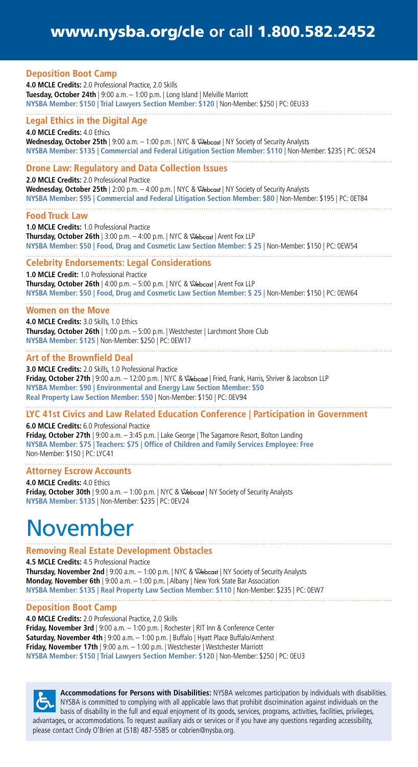# www.nysba.org/cle or call 1.800.582.2452

### Deposition Boot Camp

**4.0 MCLE Credits:** 2.0 Professional Practice, 2.0 Skills
**Tuesday, October 24th** | 9:00 a.m. – 1:00 p.m. | Long Island | Melville Marriott
**NYSBA Member: $150 | Trial Lawyers Section Member: $120** | Non-Member: $250 | PC: 0EU33

### Legal Ethics in the Digital Age

**4.0 MCLE Credits:** 4.0 Ethics
**Wednesday, October 25th** | 9:00 a.m. – 1:00 p.m. | NYC & Webcast | NY Society of Security Analysts
**NYSBA Member: $135 | Commercial and Federal Litigation Section Member: $110** | Non-Member: $235 | PC: 0ES24

### Drone Law: Regulatory and Data Collection Issues

**2.0 MCLE Credits:** 2.0 Professional Practice
**Wednesday, October 25th** | 2:00 p.m. – 4:00 p.m. | NYC & Webcast | NY Society of Security Analysts
**NYSBA Member: $95 | Commercial and Federal Litigation Section Member: $80** | Non-Member: $195 | PC: 0ET84

### Food Truck Law

**1.0 MCLE Credits:** 1.0 Professional Practice
**Thursday, October 26th** | 3:00 p.m. – 4:00 p.m. | NYC & Webcast | Arent Fox LLP
**NYSBA Member: $50 | Food, Drug and Cosmetic Law Section Member: $ 25** | Non-Member: $150 | PC: 0EW54

### Celebrity Endorsements: Legal Considerations

**1.0 MCLE Credit:** 1.0 Professional Practice
**Thursday, October 26th** | 4:00 p.m. – 5:00 p.m. | NYC & Webcast | Arent Fox LLP
**NYSBA Member: $50 | Food, Drug and Cosmetic Law Section Member: $ 25** | Non-Member: $150 | PC: 0EW64

### Women on the Move

**4.0 MCLE Credits:** 3.0 Skills, 1.0 Ethics
**Thursday, October 26th** | 1:00 p.m. – 5:00 p.m. | Westchester | Larchmont Shore Club
**NYSBA Member: $125** | Non-Member: $250 | PC: 0EW17

### Art of the Brownfield Deal

**3.0 MCLE Credits:** 2.0 Skills, 1.0 Professional Practice
**Friday, October 27th** | 9:00 a.m. – 12:00 p.m. | NYC & Webcast | Fried, Frank, Harris, Shriver & Jacobson LLP
**NYSBA Member: $90 | Environmental and Energy Law Section Member: $50**
**Real Property Law Section Member: $50** | Non-Member: $150 | PC: 0EV94

### LYC 41st Civics and Law Related Education Conference | Participation in Government

**6.0 MCLE Credits:** 6.0 Professional Practice
**Friday, October 27th** | 9:00 a.m. – 3:45 p.m. | Lake George | The Sagamore Resort, Bolton Landing
**NYSBA Member: $75 | Teachers: $75 | Office of Children and Family Services Employee: Free**
Non-Member: $150 | PC: LYC41

### Attorney Escrow Accounts

**4.0 MCLE Credits:** 4.0 Ethics
**Friday, October 30th** | 9:00 a.m. – 1:00 p.m. | NYC & Webcast | NY Society of Security Analysts
**NYSBA Member: $135** | Non-Member: $235 | PC: 0EV24

# November

### Removing Real Estate Development Obstacles

**4.5 MCLE Credits:** 4.5 Professional Practice
**Thursday, November 2nd** | 9:00 a.m. – 1:00 p.m. | NYC & Webcast | NY Society of Security Analysts
**Monday, November 6th** | 9:00 a.m. – 1:00 p.m. | Albany | New York State Bar Association
**NYSBA Member: $135 | Real Property Law Section Member: $110** | Non-Member: $235 | PC: 0EW7

### Deposition Boot Camp

**4.0 MCLE Credits:** 2.0 Professional Practice, 2.0 Skills
**Friday, November 3rd** | 9:00 a.m. – 1:00 p.m. | Rochester | RIT Inn & Conference Center
**Saturday, November 4th** | 9:00 a.m. – 1:00 p.m. | Buffalo | Hyatt Place Buffalo/Amherst
**Friday, November 17th** | 9:00 a.m. – 1:00 p.m. | Westchester | Westchester Marriott
**NYSBA Member: $150 | Trial Lawyers Section Member: $120** | Non-Member: $250 | PC: 0EU3

**Accommodations for Persons with Disabilities:** NYSBA welcomes participation by individuals with disabilities. NYSBA is committed to complying with all applicable laws that prohibit discrimination against individuals on the basis of disability in the full and equal enjoyment of its goods, services, programs, activities, facilities, privileges, advantages, or accommodations. To request auxiliary aids or services or if you have any questions regarding accessibility, please contact Cindy O'Brien at (518) 487-5585 or cobrien@nysba.org.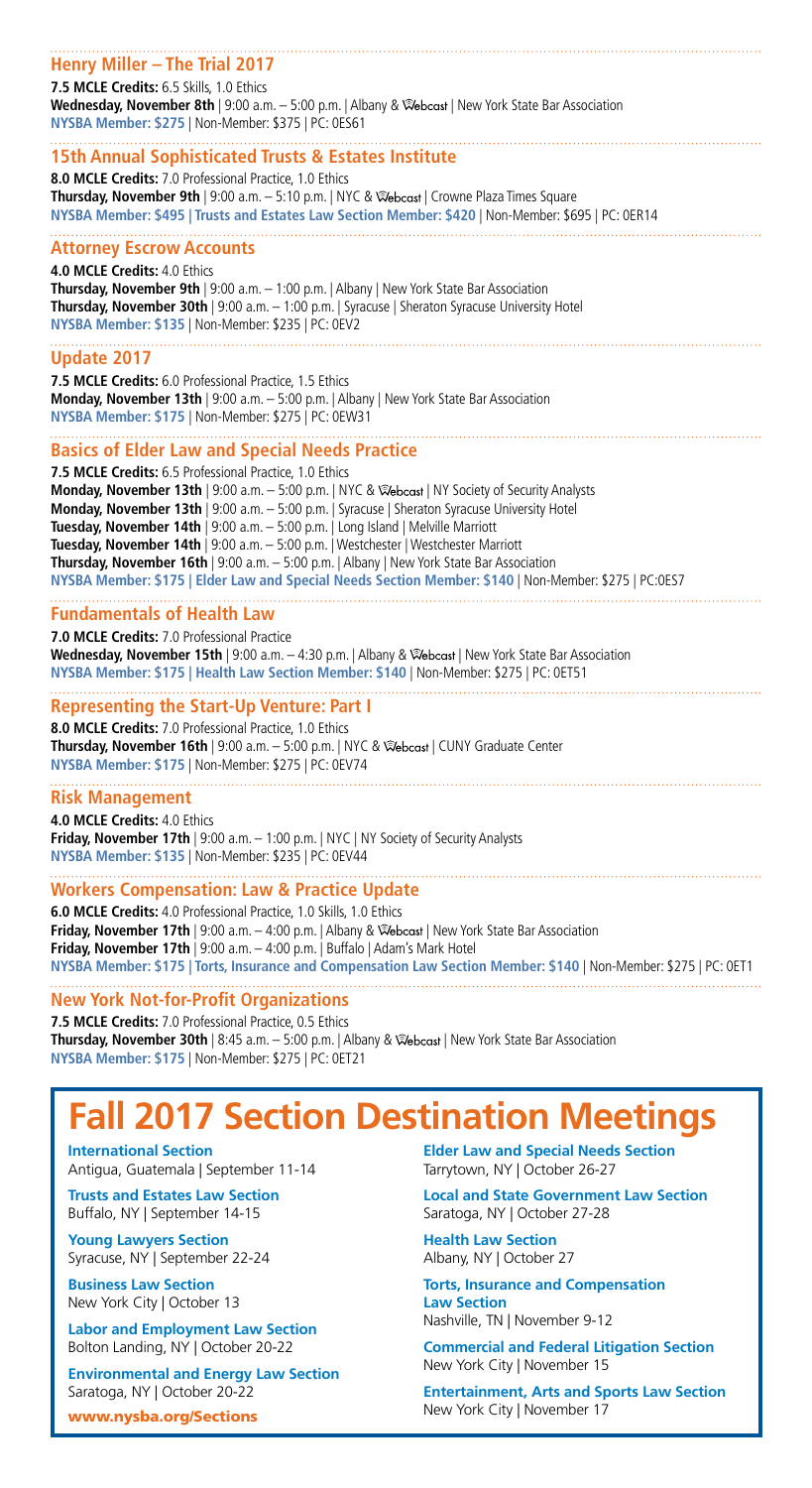### Henry Miller – The Trial 2017

**7.5 MCLE Credits:** 6.5 Skills, 1.0 Ethics
**Wednesday, November 8th** | 9:00 a.m. – 5:00 p.m. | Albany & Webcast | New York State Bar Association
**NYSBA Member: $275** | Non-Member: $375 | PC: 0ES61

### 15th Annual Sophisticated Trusts & Estates Institute

**8.0 MCLE Credits:** 7.0 Professional Practice, 1.0 Ethics
**Thursday, November 9th** | 9:00 a.m. – 5:10 p.m. | NYC & Webcast | Crowne Plaza Times Square
**NYSBA Member: $495 | Trusts and Estates Law Section Member: $420** | Non-Member: $695 | PC: 0ER14

### Attorney Escrow Accounts

**4.0 MCLE Credits:** 4.0 Ethics
**Thursday, November 9th** | 9:00 a.m. – 1:00 p.m. | Albany | New York State Bar Association
**Thursday, November 30th** | 9:00 a.m. – 1:00 p.m. | Syracuse | Sheraton Syracuse University Hotel
**NYSBA Member: $135** | Non-Member: $235 | PC: 0EV2

### Update 2017

**7.5 MCLE Credits:** 6.0 Professional Practice, 1.5 Ethics
**Monday, November 13th** | 9:00 a.m. – 5:00 p.m. | Albany | New York State Bar Association
**NYSBA Member: $175** | Non-Member: $275 | PC: 0EW31

### Basics of Elder Law and Special Needs Practice

**7.5 MCLE Credits:** 6.5 Professional Practice, 1.0 Ethics
**Monday, November 13th** | 9:00 a.m. – 5:00 p.m. | NYC & Webcast | NY Society of Security Analysts
**Monday, November 13th** | 9:00 a.m. – 5:00 p.m. | Syracuse | Sheraton Syracuse University Hotel
**Tuesday, November 14th** | 9:00 a.m. – 5:00 p.m. | Long Island | Melville Marriott
**Tuesday, November 14th** | 9:00 a.m. – 5:00 p.m. | Westchester | Westchester Marriott
**Thursday, November 16th** | 9:00 a.m. – 5:00 p.m. | Albany | New York State Bar Association
**NYSBA Member: $175 | Elder Law and Special Needs Section Member: $140** | Non-Member: $275 | PC:0ES7

### Fundamentals of Health Law

**7.0 MCLE Credits:** 7.0 Professional Practice
**Wednesday, November 15th** | 9:00 a.m. – 4:30 p.m. | Albany & Webcast | New York State Bar Association
**NYSBA Member: $175 | Health Law Section Member: $140** | Non-Member: $275 | PC: 0ET51

### Representing the Start-Up Venture: Part I

**8.0 MCLE Credits:** 7.0 Professional Practice, 1.0 Ethics
**Thursday, November 16th** | 9:00 a.m. – 5:00 p.m. | NYC & Webcast | CUNY Graduate Center
**NYSBA Member: $175** | Non-Member: $275 | PC: 0EV74

### Risk Management

**4.0 MCLE Credits:** 4.0 Ethics
**Friday, November 17th** | 9:00 a.m. – 1:00 p.m. | NYC | NY Society of Security Analysts
**NYSBA Member: $135** | Non-Member: $235 | PC: 0EV44

### Workers Compensation: Law & Practice Update

**6.0 MCLE Credits:** 4.0 Professional Practice, 1.0 Skills, 1.0 Ethics
**Friday, November 17th** | 9:00 a.m. – 4:00 p.m. | Albany & Webcast | New York State Bar Association
**Friday, November 17th** | 9:00 a.m. – 4:00 p.m. | Buffalo | Adam's Mark Hotel
**NYSBA Member: $175 | Torts, Insurance and Compensation Law Section Member: $140** | Non-Member: $275 | PC: 0ET1

### New York Not-for-Profit Organizations

**7.5 MCLE Credits:** 7.0 Professional Practice, 0.5 Ethics
**Thursday, November 30th** | 8:45 a.m. – 5:00 p.m. | Albany & Webcast | New York State Bar Association
**NYSBA Member: $175** | Non-Member: $275 | PC: 0ET21

# Fall 2017 Section Destination Meetings

**International Section**
Antigua, Guatemala | September 11-14

**Trusts and Estates Law Section**
Buffalo, NY | September 14-15

**Young Lawyers Section**
Syracuse, NY | September 22-24

**Business Law Section**
New York City | October 13

**Labor and Employment Law Section**
Bolton Landing, NY | October 20-22

**Environmental and Energy Law Section**
Saratoga, NY | October 20-22

**Elder Law and Special Needs Section**
Tarrytown, NY | October 26-27

**Local and State Government Law Section**
Saratoga, NY | October 27-28

**Health Law Section**
Albany, NY | October 27

**Torts, Insurance and Compensation Law Section**
Nashville, TN | November 9-12

**Commercial and Federal Litigation Section**
New York City | November 15

**Entertainment, Arts and Sports Law Section**
New York City | November 17

**www.nysba.org/Sections**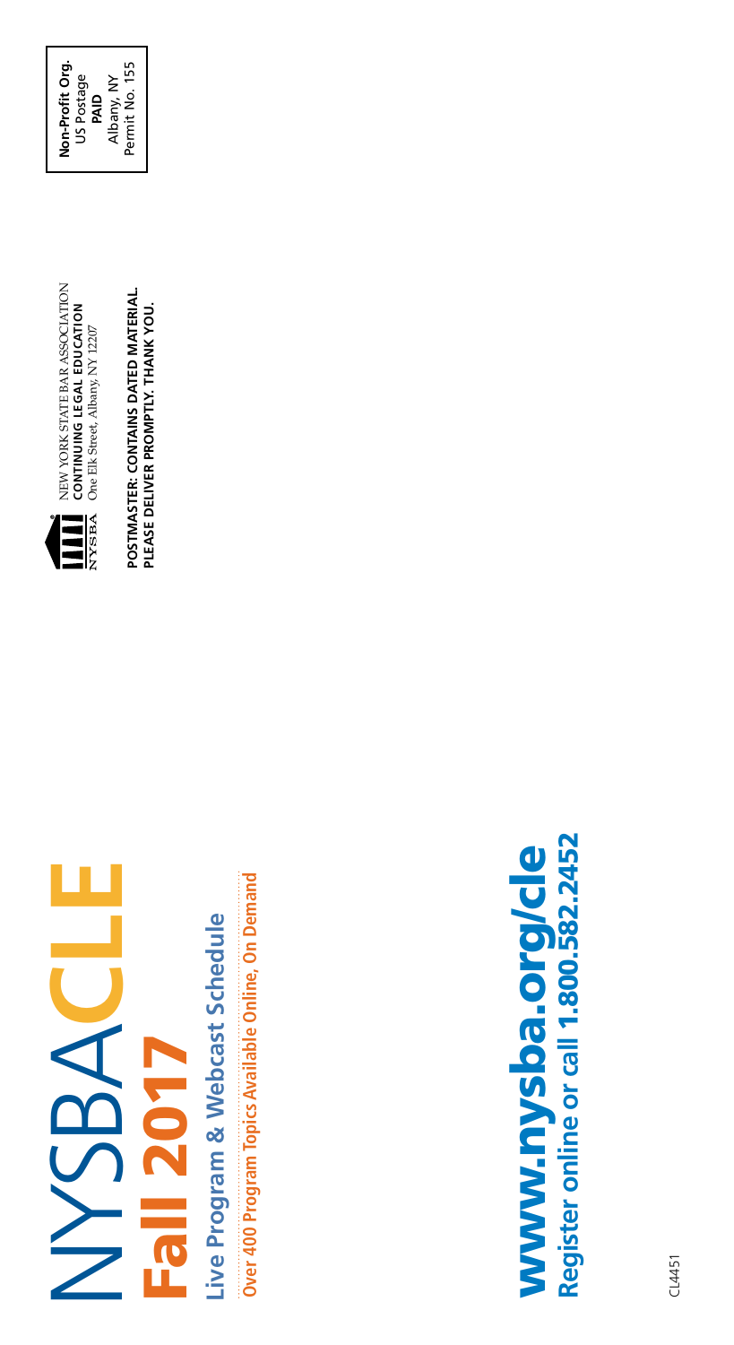# NYSBA CLE

## Fall 2017

### Live Program & Webcast Schedule

**Over 400 Program Topics Available Online, On Demand**

# www.nysba.org/cle

**Register online or call 1.800.582.2452**

CL4451

NEW YORK STATE BAR ASSOCIATION
**CONTINUING LEGAL EDUCATION**
One Elk Street, Albany, NY 12207

**POSTMASTER: CONTAINS DATED MATERIAL. PLEASE DELIVER PROMPTLY. THANK YOU.**

**Non-Profit Org.**
US Postage
**PAID**
Albany, NY
Permit No. 155